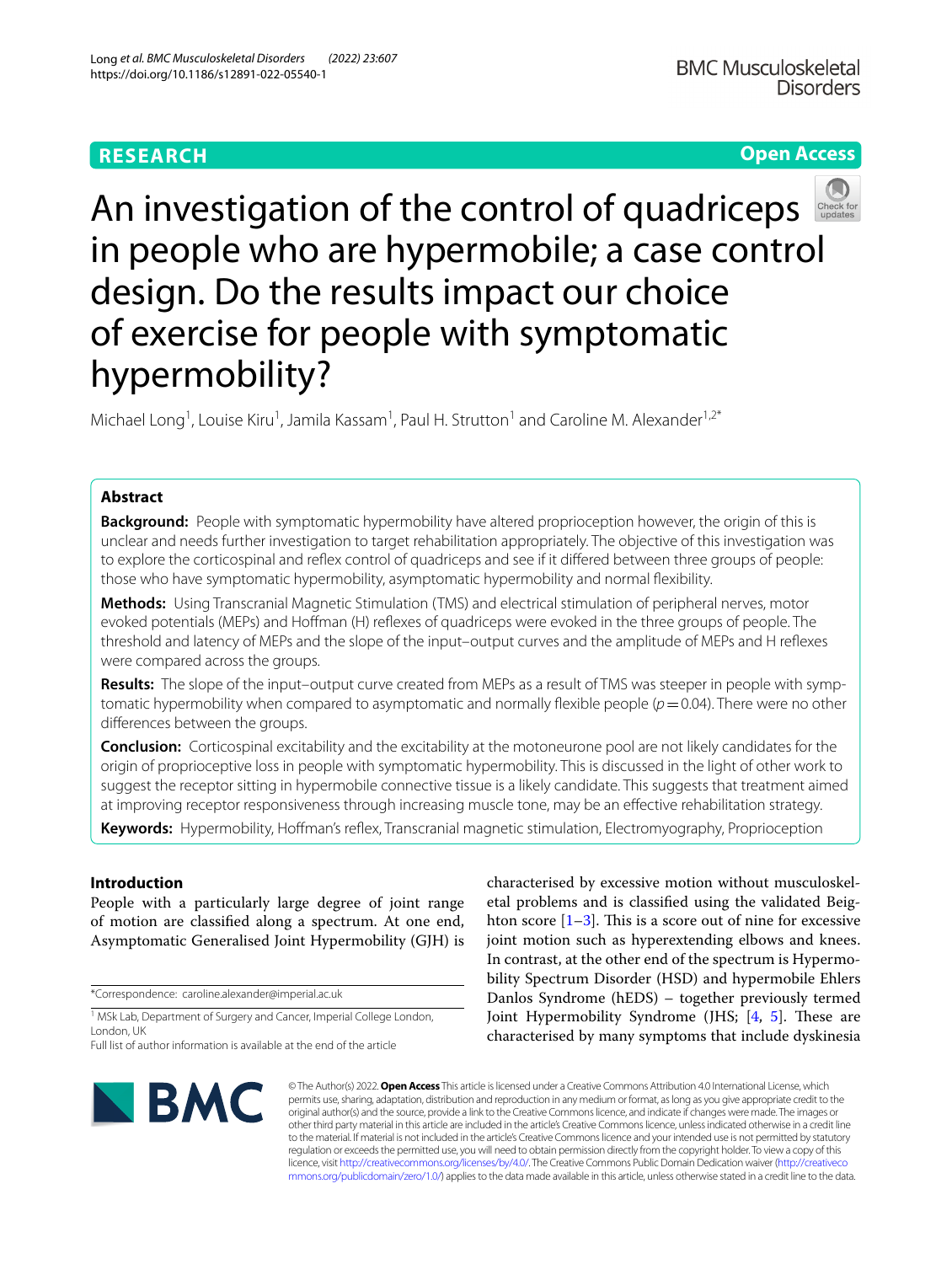**RESEARCH** | **Open Access**

# An investigation of the control of quadriceps in people who are hypermobile; a case control design. Do the results impact our choice of exercise for people with symptomatic hypermobility?

Michael Long[1], Louise Kiru[1], Jamila Kassam[1], Paul H. Strutton[1] and Caroline M. Alexander[1,2*]

## Abstract

**Background:** People with symptomatic hypermobility have altered proprioception however, the origin of this is unclear and needs further investigation to target rehabilitation appropriately. The objective of this investigation was to explore the corticospinal and reflex control of quadriceps and see if it differed between three groups of people: those who have symptomatic hypermobility, asymptomatic hypermobility and normal flexibility.

**Methods:** Using Transcranial Magnetic Stimulation (TMS) and electrical stimulation of peripheral nerves, motor evoked potentials (MEPs) and Hoffman (H) reflexes of quadriceps were evoked in the three groups of people. The threshold and latency of MEPs and the slope of the input–output curves and the amplitude of MEPs and H reflexes were compared across the groups.

**Results:** The slope of the input–output curve created from MEPs as a result of TMS was steeper in people with symptomatic hypermobility when compared to asymptomatic and normally flexible people ($p = 0.04$). There were no other differences between the groups.

**Conclusion:** Corticospinal excitability and the excitability at the motoneurone pool are not likely candidates for the origin of proprioceptive loss in people with symptomatic hypermobility. This is discussed in the light of other work to suggest the receptor sitting in hypermobile connective tissue is a likely candidate. This suggests that treatment aimed at improving receptor responsiveness through increasing muscle tone, may be an effective rehabilitation strategy.

**Keywords:** Hypermobility, Hoffman's reflex, Transcranial magnetic stimulation, Electromyography, Proprioception

## Introduction

People with a particularly large degree of joint range of motion are classified along a spectrum. At one end, Asymptomatic Generalised Joint Hypermobility (GJH) is characterised by excessive motion without musculoskeletal problems and is classified using the validated Beighton score [1–3]. This is a score out of nine for excessive joint motion such as hyperextending elbows and knees. In contrast, at the other end of the spectrum is Hypermobility Spectrum Disorder (HSD) and hypermobile Ehlers Danlos Syndrome (hEDS) – together previously termed Joint Hypermobility Syndrome (JHS; [4, 5]. These are characterised by many symptoms that include dyskinesia

*Correspondence: caroline.alexander@imperial.ac.uk

[1] MSk Lab, Department of Surgery and Cancer, Imperial College London, London, UK

Full list of author information is available at the end of the article

© The Author(s) 2022. **Open Access** This article is licensed under a Creative Commons Attribution 4.0 International License, which permits use, sharing, adaptation, distribution and reproduction in any medium or format, as long as you give appropriate credit to the original author(s) and the source, provide a link to the Creative Commons licence, and indicate if changes were made. The images or other third party material in this article are included in the article's Creative Commons licence, unless indicated otherwise in a credit line to the material. If material is not included in the article's Creative Commons licence and your intended use is not permitted by statutory regulation or exceeds the permitted use, you will need to obtain permission directly from the copyright holder. To view a copy of this licence, visit http://creativecommons.org/licenses/by/4.0/. The Creative Commons Public Domain Dedication waiver (http://creativecommons.org/publicdomain/zero/1.0/) applies to the data made available in this article, unless otherwise stated in a credit line to the data.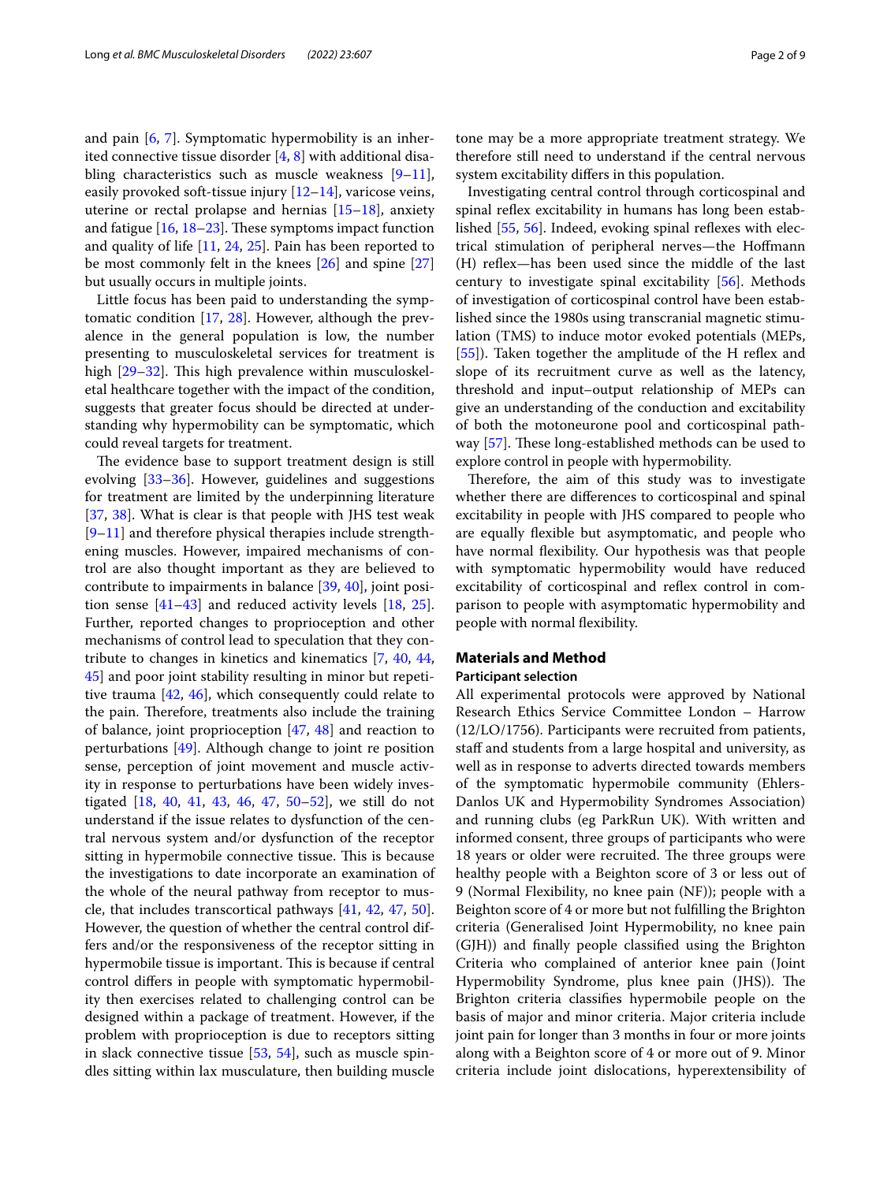and pain [6, 7]. Symptomatic hypermobility is an inherited connective tissue disorder [4, 8] with additional disabling characteristics such as muscle weakness [9–11], easily provoked soft-tissue injury [12–14], varicose veins, uterine or rectal prolapse and hernias [15–18], anxiety and fatigue [16, 18–23]. These symptoms impact function and quality of life [11, 24, 25]. Pain has been reported to be most commonly felt in the knees [26] and spine [27] but usually occurs in multiple joints.

Little focus has been paid to understanding the symptomatic condition [17, 28]. However, although the prevalence in the general population is low, the number presenting to musculoskeletal services for treatment is high [29–32]. This high prevalence within musculoskeletal healthcare together with the impact of the condition, suggests that greater focus should be directed at understanding why hypermobility can be symptomatic, which could reveal targets for treatment.

The evidence base to support treatment design is still evolving [33–36]. However, guidelines and suggestions for treatment are limited by the underpinning literature [37, 38]. What is clear is that people with JHS test weak [9–11] and therefore physical therapies include strengthening muscles. However, impaired mechanisms of control are also thought important as they are believed to contribute to impairments in balance [39, 40], joint position sense [41–43] and reduced activity levels [18, 25]. Further, reported changes to proprioception and other mechanisms of control lead to speculation that they contribute to changes in kinetics and kinematics [7, 40, 44, 45] and poor joint stability resulting in minor but repetitive trauma [42, 46], which consequently could relate to the pain. Therefore, treatments also include the training of balance, joint proprioception [47, 48] and reaction to perturbations [49]. Although change to joint re position sense, perception of joint movement and muscle activity in response to perturbations have been widely investigated [18, 40, 41, 43, 46, 47, 50–52], we still do not understand if the issue relates to dysfunction of the central nervous system and/or dysfunction of the receptor sitting in hypermobile connective tissue. This is because the investigations to date incorporate an examination of the whole of the neural pathway from receptor to muscle, that includes transcortical pathways [41, 42, 47, 50]. However, the question of whether the central control differs and/or the responsiveness of the receptor sitting in hypermobile tissue is important. This is because if central control differs in people with symptomatic hypermobility then exercises related to challenging control can be designed within a package of treatment. However, if the problem with proprioception is due to receptors sitting in slack connective tissue [53, 54], such as muscle spindles sitting within lax musculature, then building muscle tone may be a more appropriate treatment strategy. We therefore still need to understand if the central nervous system excitability differs in this population.

Investigating central control through corticospinal and spinal reflex excitability in humans has long been established [55, 56]. Indeed, evoking spinal reflexes with electrical stimulation of peripheral nerves—the Hoffmann (H) reflex—has been used since the middle of the last century to investigate spinal excitability [56]. Methods of investigation of corticospinal control have been established since the 1980s using transcranial magnetic stimulation (TMS) to induce motor evoked potentials (MEPs, [55]). Taken together the amplitude of the H reflex and slope of its recruitment curve as well as the latency, threshold and input–output relationship of MEPs can give an understanding of the conduction and excitability of both the motoneurone pool and corticospinal pathway [57]. These long-established methods can be used to explore control in people with hypermobility.

Therefore, the aim of this study was to investigate whether there are differences to corticospinal and spinal excitability in people with JHS compared to people who are equally flexible but asymptomatic, and people who have normal flexibility. Our hypothesis was that people with symptomatic hypermobility would have reduced excitability of corticospinal and reflex control in comparison to people with asymptomatic hypermobility and people with normal flexibility.

## Materials and Method

### Participant selection

All experimental protocols were approved by National Research Ethics Service Committee London – Harrow (12/LO/1756). Participants were recruited from patients, staff and students from a large hospital and university, as well as in response to adverts directed towards members of the symptomatic hypermobile community (Ehlers-Danlos UK and Hypermobility Syndromes Association) and running clubs (eg ParkRun UK). With written and informed consent, three groups of participants who were 18 years or older were recruited. The three groups were healthy people with a Beighton score of 3 or less out of 9 (Normal Flexibility, no knee pain (NF)); people with a Beighton score of 4 or more but not fulfilling the Brighton criteria (Generalised Joint Hypermobility, no knee pain (GJH)) and finally people classified using the Brighton Criteria who complained of anterior knee pain (Joint Hypermobility Syndrome, plus knee pain (JHS)). The Brighton criteria classifies hypermobile people on the basis of major and minor criteria. Major criteria include joint pain for longer than 3 months in four or more joints along with a Beighton score of 4 or more out of 9. Minor criteria include joint dislocations, hyperextensibility of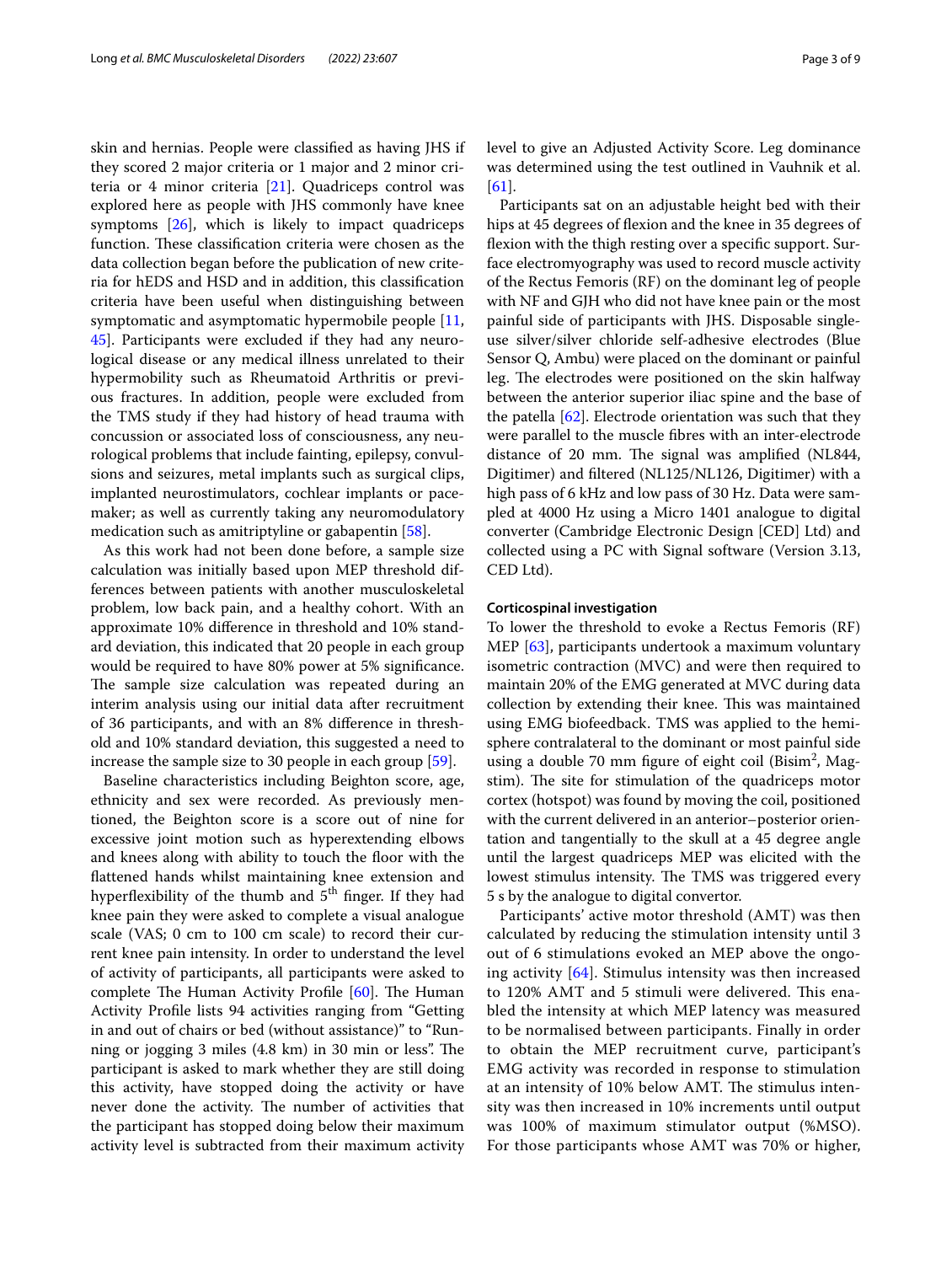skin and hernias. People were classified as having JHS if they scored 2 major criteria or 1 major and 2 minor criteria or 4 minor criteria [21]. Quadriceps control was explored here as people with JHS commonly have knee symptoms [26], which is likely to impact quadriceps function. These classification criteria were chosen as the data collection began before the publication of new criteria for hEDS and HSD and in addition, this classification criteria have been useful when distinguishing between symptomatic and asymptomatic hypermobile people [11, 45]. Participants were excluded if they had any neurological disease or any medical illness unrelated to their hypermobility such as Rheumatoid Arthritis or previous fractures. In addition, people were excluded from the TMS study if they had history of head trauma with concussion or associated loss of consciousness, any neurological problems that include fainting, epilepsy, convulsions and seizures, metal implants such as surgical clips, implanted neurostimulators, cochlear implants or pacemaker; as well as currently taking any neuromodulatory medication such as amitriptyline or gabapentin [58].

As this work had not been done before, a sample size calculation was initially based upon MEP threshold differences between patients with another musculoskeletal problem, low back pain, and a healthy cohort. With an approximate 10% difference in threshold and 10% standard deviation, this indicated that 20 people in each group would be required to have 80% power at 5% significance. The sample size calculation was repeated during an interim analysis using our initial data after recruitment of 36 participants, and with an 8% difference in threshold and 10% standard deviation, this suggested a need to increase the sample size to 30 people in each group [59].

Baseline characteristics including Beighton score, age, ethnicity and sex were recorded. As previously mentioned, the Beighton score is a score out of nine for excessive joint motion such as hyperextending elbows and knees along with ability to touch the floor with the flattened hands whilst maintaining knee extension and hyperflexibility of the thumb and 5$^{th}$ finger. If they had knee pain they were asked to complete a visual analogue scale (VAS; 0 cm to 100 cm scale) to record their current knee pain intensity. In order to understand the level of activity of participants, all participants were asked to complete The Human Activity Profile [60]. The Human Activity Profile lists 94 activities ranging from "Getting in and out of chairs or bed (without assistance)" to "Running or jogging 3 miles (4.8 km) in 30 min or less". The participant is asked to mark whether they are still doing this activity, have stopped doing the activity or have never done the activity. The number of activities that the participant has stopped doing below their maximum activity level is subtracted from their maximum activity level to give an Adjusted Activity Score. Leg dominance was determined using the test outlined in Vauhnik et al. [61].

Participants sat on an adjustable height bed with their hips at 45 degrees of flexion and the knee in 35 degrees of flexion with the thigh resting over a specific support. Surface electromyography was used to record muscle activity of the Rectus Femoris (RF) on the dominant leg of people with NF and GJH who did not have knee pain or the most painful side of participants with JHS. Disposable single-use silver/silver chloride self-adhesive electrodes (Blue Sensor Q, Ambu) were placed on the dominant or painful leg. The electrodes were positioned on the skin halfway between the anterior superior iliac spine and the base of the patella [62]. Electrode orientation was such that they were parallel to the muscle fibres with an inter-electrode distance of 20 mm. The signal was amplified (NL844, Digitimer) and filtered (NL125/NL126, Digitimer) with a high pass of 6 kHz and low pass of 30 Hz. Data were sampled at 4000 Hz using a Micro 1401 analogue to digital converter (Cambridge Electronic Design [CED] Ltd) and collected using a PC with Signal software (Version 3.13, CED Ltd).

#### Corticospinal investigation

To lower the threshold to evoke a Rectus Femoris (RF) MEP [63], participants undertook a maximum voluntary isometric contraction (MVC) and were then required to maintain 20% of the EMG generated at MVC during data collection by extending their knee. This was maintained using EMG biofeedback. TMS was applied to the hemisphere contralateral to the dominant or most painful side using a double 70 mm figure of eight coil (Bisim$^2$, Magstim). The site for stimulation of the quadriceps motor cortex (hotspot) was found by moving the coil, positioned with the current delivered in an anterior–posterior orientation and tangentially to the skull at a 45 degree angle until the largest quadriceps MEP was elicited with the lowest stimulus intensity. The TMS was triggered every 5 s by the analogue to digital convertor.

Participants' active motor threshold (AMT) was then calculated by reducing the stimulation intensity until 3 out of 6 stimulations evoked an MEP above the ongoing activity [64]. Stimulus intensity was then increased to 120% AMT and 5 stimuli were delivered. This enabled the intensity at which MEP latency was measured to be normalised between participants. Finally in order to obtain the MEP recruitment curve, participant's EMG activity was recorded in response to stimulation at an intensity of 10% below AMT. The stimulus intensity was then increased in 10% increments until output was 100% of maximum stimulator output (%MSO). For those participants whose AMT was 70% or higher,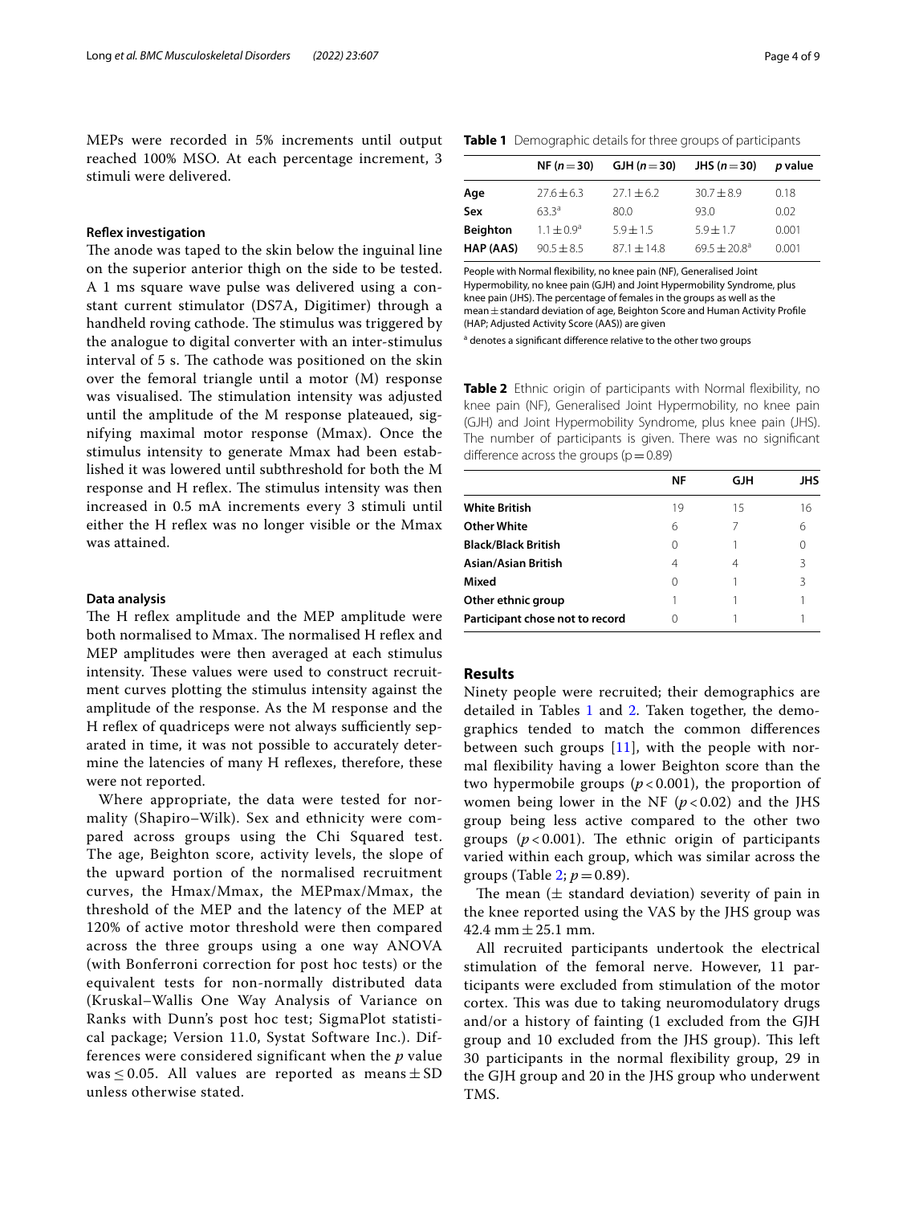MEPs were recorded in 5% increments until output reached 100% MSO. At each percentage increment, 3 stimuli were delivered.

### Reflex investigation

The anode was taped to the skin below the inguinal line on the superior anterior thigh on the side to be tested. A 1 ms square wave pulse was delivered using a constant current stimulator (DS7A, Digitimer) through a handheld roving cathode. The stimulus was triggered by the analogue to digital converter with an inter-stimulus interval of 5 s. The cathode was positioned on the skin over the femoral triangle until a motor (M) response was visualised. The stimulation intensity was adjusted until the amplitude of the M response plateaued, signifying maximal motor response (Mmax). Once the stimulus intensity to generate Mmax had been established it was lowered until subthreshold for both the M response and H reflex. The stimulus intensity was then increased in 0.5 mA increments every 3 stimuli until either the H reflex was no longer visible or the Mmax was attained.

### Data analysis

The H reflex amplitude and the MEP amplitude were both normalised to Mmax. The normalised H reflex and MEP amplitudes were then averaged at each stimulus intensity. These values were used to construct recruitment curves plotting the stimulus intensity against the amplitude of the response. As the M response and the H reflex of quadriceps were not always sufficiently separated in time, it was not possible to accurately determine the latencies of many H reflexes, therefore, these were not reported.

Where appropriate, the data were tested for normality (Shapiro–Wilk). Sex and ethnicity were compared across groups using the Chi Squared test. The age, Beighton score, activity levels, the slope of the upward portion of the normalised recruitment curves, the Hmax/Mmax, the MEPmax/Mmax, the threshold of the MEP and the latency of the MEP at 120% of active motor threshold were then compared across the three groups using a one way ANOVA (with Bonferroni correction for post hoc tests) or the equivalent tests for non-normally distributed data (Kruskal–Wallis One Way Analysis of Variance on Ranks with Dunn's post hoc test; SigmaPlot statistical package; Version 11.0, Systat Software Inc.). Differences were considered significant when the $p$ value was $\leq 0.05$. All values are reported as means ± SD unless otherwise stated.

**Table 1** Demographic details for three groups of participants

| | NF ($n=30$) | GJH ($n=30$) | JHS ($n=30$) | $p$ value |
|---|---|---|---|---|
| **Age** | 27.6 ± 6.3 | 27.1 ± 6.2 | 30.7 ± 8.9 | 0.18 |
| **Sex** | 63.3[a] | 80.0 | 93.0 | 0.02 |
| **Beighton** | 1.1 ± 0.9[a] | 5.9 ± 1.5 | 5.9 ± 1.7 | 0.001 |
| **HAP (AAS)** | 90.5 ± 8.5 | 87.1 ± 14.8 | 69.5 ± 20.8[a] | 0.001 |

People with Normal flexibility, no knee pain (NF), Generalised Joint Hypermobility, no knee pain (GJH) and Joint Hypermobility Syndrome, plus knee pain (JHS). The percentage of females in the groups as well as the mean ± standard deviation of age, Beighton Score and Human Activity Profile (HAP; Adjusted Activity Score (AAS)) are given

[a] denotes a significant difference relative to the other two groups

**Table 2** Ethnic origin of participants with Normal flexibility, no knee pain (NF), Generalised Joint Hypermobility, no knee pain (GJH) and Joint Hypermobility Syndrome, plus knee pain (JHS). The number of participants is given. There was no significant difference across the groups ($p=0.89$)

| | NF | GJH | JHS |
|---|---|---|---|
| **White British** | 19 | 15 | 16 |
| **Other White** | 6 | 7 | 6 |
| **Black/Black British** | 0 | 1 | 0 |
| **Asian/Asian British** | 4 | 4 | 3 |
| **Mixed** | 0 | 1 | 3 |
| **Other ethnic group** | 1 | 1 | 1 |
| **Participant chose not to record** | 0 | 1 | 1 |

## Results

Ninety people were recruited; their demographics are detailed in Tables 1 and 2. Taken together, the demographics tended to match the common differences between such groups [11], with the people with normal flexibility having a lower Beighton score than the two hypermobile groups ($p<0.001$), the proportion of women being lower in the NF ($p<0.02$) and the JHS group being less active compared to the other two groups ($p<0.001$). The ethnic origin of participants varied within each group, which was similar across the groups (Table 2; $p=0.89$).

The mean (± standard deviation) severity of pain in the knee reported using the VAS by the JHS group was 42.4 mm ± 25.1 mm.

All recruited participants undertook the electrical stimulation of the femoral nerve. However, 11 participants were excluded from stimulation of the motor cortex. This was due to taking neuromodulatory drugs and/or a history of fainting (1 excluded from the GJH group and 10 excluded from the JHS group). This left 30 participants in the normal flexibility group, 29 in the GJH group and 20 in the JHS group who underwent TMS.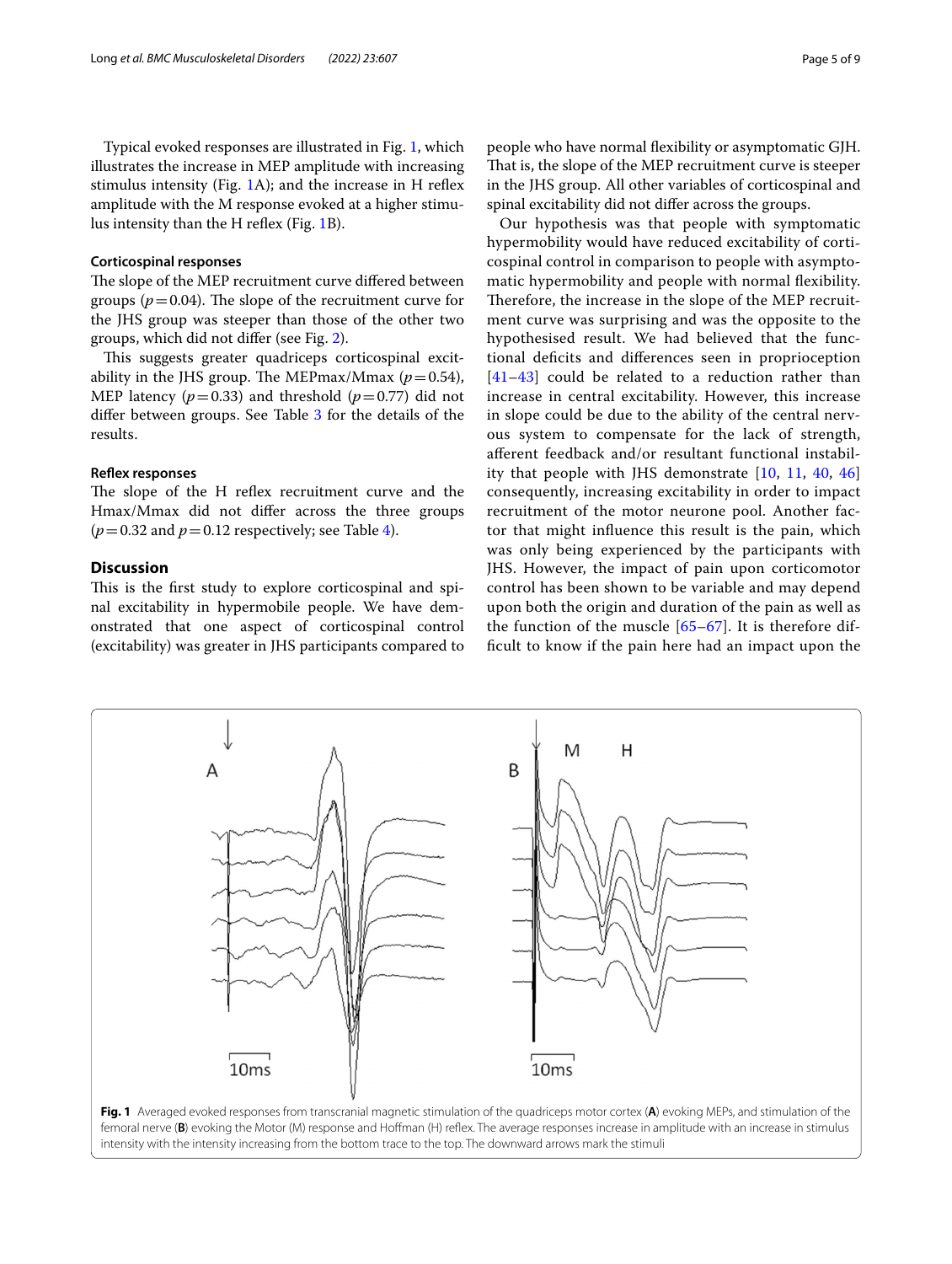Typical evoked responses are illustrated in Fig. 1, which illustrates the increase in MEP amplitude with increasing stimulus intensity (Fig. 1A); and the increase in H reflex amplitude with the M response evoked at a higher stimulus intensity than the H reflex (Fig. 1B).

### Corticospinal responses

The slope of the MEP recruitment curve differed between groups ($p = 0.04$). The slope of the recruitment curve for the JHS group was steeper than those of the other two groups, which did not differ (see Fig. 2).

This suggests greater quadriceps corticospinal excitability in the JHS group. The MEPmax/Mmax ($p = 0.54$), MEP latency ($p = 0.33$) and threshold ($p = 0.77$) did not differ between groups. See Table 3 for the details of the results.

### Reflex responses

The slope of the H reflex recruitment curve and the Hmax/Mmax did not differ across the three groups ($p = 0.32$ and $p = 0.12$ respectively; see Table 4).

## Discussion

This is the first study to explore corticospinal and spinal excitability in hypermobile people. We have demonstrated that one aspect of corticospinal control (excitability) was greater in JHS participants compared to people who have normal flexibility or asymptomatic GJH. That is, the slope of the MEP recruitment curve is steeper in the JHS group. All other variables of corticospinal and spinal excitability did not differ across the groups.

Our hypothesis was that people with symptomatic hypermobility would have reduced excitability of corticospinal control in comparison to people with asymptomatic hypermobility and people with normal flexibility. Therefore, the increase in the slope of the MEP recruitment curve was surprising and was the opposite to the hypothesised result. We had believed that the functional deficits and differences seen in proprioception [41–43] could be related to a reduction rather than increase in central excitability. However, this increase in slope could be due to the ability of the central nervous system to compensate for the lack of strength, afferent feedback and/or resultant functional instability that people with JHS demonstrate [10, 11, 40, 46] consequently, increasing excitability in order to impact recruitment of the motor neurone pool. Another factor that might influence this result is the pain, which was only being experienced by the participants with JHS. However, the impact of pain upon corticomotor control has been shown to be variable and may depend upon both the origin and duration of the pain as well as the function of the muscle [65–67]. It is therefore difficult to know if the pain here had an impact upon the

**Fig. 1** Averaged evoked responses from transcranial magnetic stimulation of the quadriceps motor cortex (**A**) evoking MEPs, and stimulation of the femoral nerve (**B**) evoking the Motor (M) response and Hoffman (H) reflex. The average responses increase in amplitude with an increase in stimulus intensity with the intensity increasing from the bottom trace to the top. The downward arrows mark the stimuli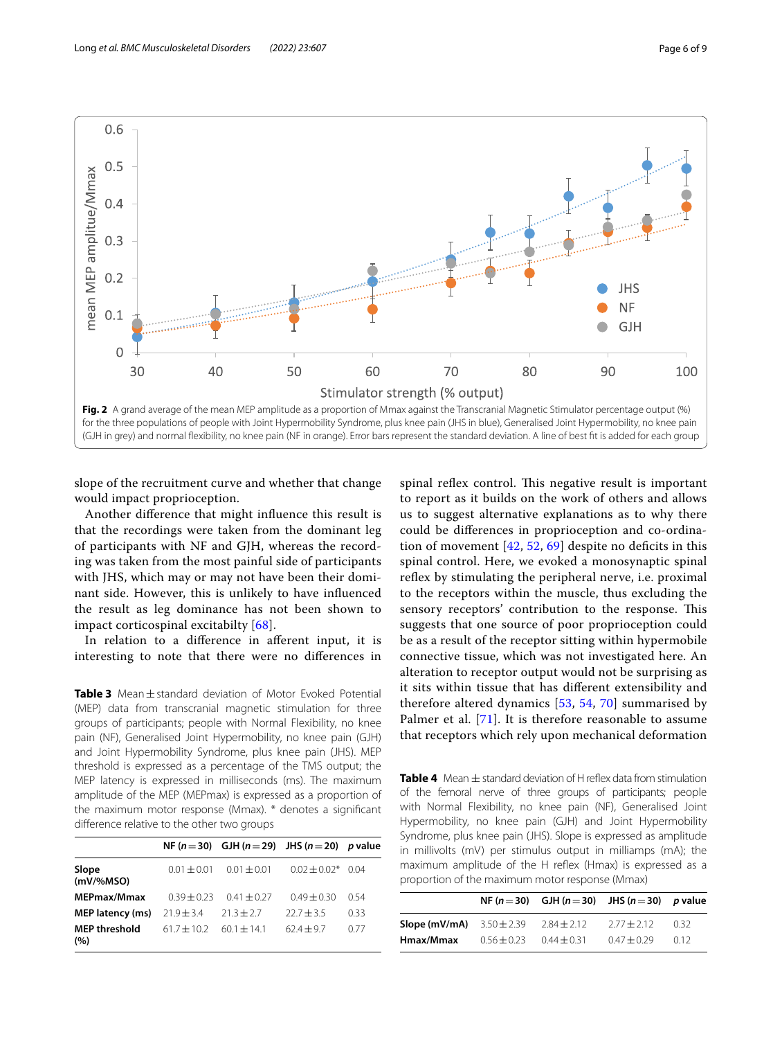**Fig. 2** A grand average of the mean MEP amplitude as a proportion of Mmax against the Transcranial Magnetic Stimulator percentage output (%) for the three populations of people with Joint Hypermobility Syndrome, plus knee pain (JHS in blue), Generalised Joint Hypermobility, no knee pain (GJH in grey) and normal flexibility, no knee pain (NF in orange). Error bars represent the standard deviation. A line of best fit is added for each group

slope of the recruitment curve and whether that change would impact proprioception.

Another difference that might influence this result is that the recordings were taken from the dominant leg of participants with NF and GJH, whereas the recording was taken from the most painful side of participants with JHS, which may or may not have been their dominant side. However, this is unlikely to have influenced the result as leg dominance has not been shown to impact corticospinal excitabilty [68].

In relation to a difference in afferent input, it is interesting to note that there were no differences in spinal reflex control. This negative result is important to report as it builds on the work of others and allows us to suggest alternative explanations as to why there could be differences in proprioception and co-ordination of movement [42, 52, 69] despite no deficits in this spinal control. Here, we evoked a monosynaptic spinal reflex by stimulating the peripheral nerve, i.e. proximal to the receptors within the muscle, thus excluding the sensory receptors' contribution to the response. This suggests that one source of poor proprioception could be as a result of the receptor sitting within hypermobile connective tissue, which was not investigated here. An alteration to receptor output would not be surprising as it sits within tissue that has different extensibility and therefore altered dynamics [53, 54, 70] summarised by Palmer et al. [71]. It is therefore reasonable to assume that receptors which rely upon mechanical deformation

**Table 3** Mean ± standard deviation of Motor Evoked Potential (MEP) data from transcranial magnetic stimulation for three groups of participants; people with Normal Flexibility, no knee pain (NF), Generalised Joint Hypermobility, no knee pain (GJH) and Joint Hypermobility Syndrome, plus knee pain (JHS). MEP threshold is expressed as a percentage of the TMS output; the MEP latency is expressed in milliseconds (ms). The maximum amplitude of the MEP (MEPmax) is expressed as a proportion of the maximum motor response (Mmax). * denotes a significant difference relative to the other two groups

| | NF ($n=30$) | GJH ($n=29$) | JHS ($n=20$) | *p* value |
|---|---|---|---|---|
| **Slope (mV/%MSO)** | 0.01 ± 0.01 | 0.01 ± 0.01 | 0.02 ± 0.02* | 0.04 |
| **MEPmax/Mmax** | 0.39 ± 0.23 | 0.41 ± 0.27 | 0.49 ± 0.30 | 0.54 |
| **MEP latency (ms)** | 21.9 ± 3.4 | 21.3 ± 2.7 | 22.7 ± 3.5 | 0.33 |
| **MEP threshold (%)** | 61.7 ± 10.2 | 60.1 ± 14.1 | 62.4 ± 9.7 | 0.77 |

**Table 4** Mean ± standard deviation of H reflex data from stimulation of the femoral nerve of three groups of participants; people with Normal Flexibility, no knee pain (NF), Generalised Joint Hypermobility, no knee pain (GJH) and Joint Hypermobility Syndrome, plus knee pain (JHS). Slope is expressed as amplitude in millivolts (mV) per stimulus output in milliamps (mA); the maximum amplitude of the H reflex (Hmax) is expressed as a proportion of the maximum motor response (Mmax)

| | NF ($n=30$) | GJH ($n=30$) | JHS ($n=30$) | *p* value |
|---|---|---|---|---|
| **Slope (mV/mA)** | 3.50 ± 2.39 | 2.84 ± 2.12 | 2.77 ± 2.12 | 0.32 |
| **Hmax/Mmax** | 0.56 ± 0.23 | 0.44 ± 0.31 | 0.47 ± 0.29 | 0.12 |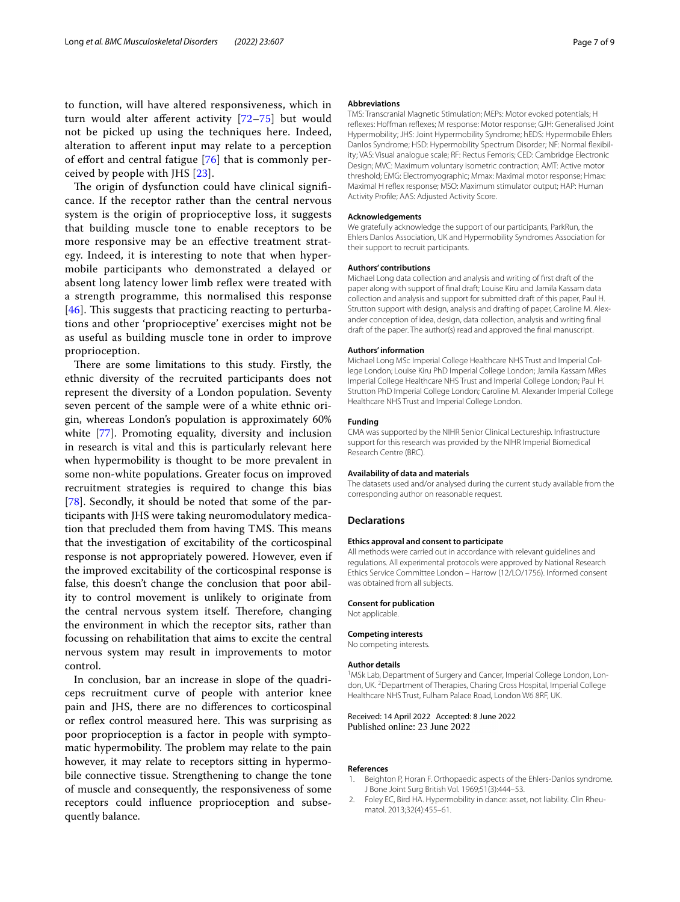to function, will have altered responsiveness, which in turn would alter afferent activity [72–75] but would not be picked up using the techniques here. Indeed, alteration to afferent input may relate to a perception of effort and central fatigue [76] that is commonly perceived by people with JHS [23].

The origin of dysfunction could have clinical significance. If the receptor rather than the central nervous system is the origin of proprioceptive loss, it suggests that building muscle tone to enable receptors to be more responsive may be an effective treatment strategy. Indeed, it is interesting to note that when hypermobile participants who demonstrated a delayed or absent long latency lower limb reflex were treated with a strength programme, this normalised this response [46]. This suggests that practicing reacting to perturbations and other 'proprioceptive' exercises might not be as useful as building muscle tone in order to improve proprioception.

There are some limitations to this study. Firstly, the ethnic diversity of the recruited participants does not represent the diversity of a London population. Seventy seven percent of the sample were of a white ethnic origin, whereas London's population is approximately 60% white [77]. Promoting equality, diversity and inclusion in research is vital and this is particularly relevant here when hypermobility is thought to be more prevalent in some non-white populations. Greater focus on improved recruitment strategies is required to change this bias [78]. Secondly, it should be noted that some of the participants with JHS were taking neuromodulatory medication that precluded them from having TMS. This means that the investigation of excitability of the corticospinal response is not appropriately powered. However, even if the improved excitability of the corticospinal response is false, this doesn't change the conclusion that poor ability to control movement is unlikely to originate from the central nervous system itself. Therefore, changing the environment in which the receptor sits, rather than focussing on rehabilitation that aims to excite the central nervous system may result in improvements to motor control.

In conclusion, bar an increase in slope of the quadriceps recruitment curve of people with anterior knee pain and JHS, there are no differences to corticospinal or reflex control measured here. This was surprising as poor proprioception is a factor in people with symptomatic hypermobility. The problem may relate to the pain however, it may relate to receptors sitting in hypermobile connective tissue. Strengthening to change the tone of muscle and consequently, the responsiveness of some receptors could influence proprioception and subsequently balance.

#### Abbreviations
TMS: Transcranial Magnetic Stimulation; MEPs: Motor evoked potentials; H reflexes: Hoffman reflexes; M response: Motor response; GJH: Generalised Joint Hypermobility; JHS: Joint Hypermobility Syndrome; hEDS: Hypermobile Ehlers Danlos Syndrome; HSD: Hypermobility Spectrum Disorder; NF: Normal flexibility; VAS: Visual analogue scale; RF: Rectus Femoris; CED: Cambridge Electronic Design; MVC: Maximum voluntary isometric contraction; AMT: Active motor threshold; EMG: Electromyographic; Mmax: Maximal motor response; Hmax: Maximal H reflex response; MSO: Maximum stimulator output; HAP: Human Activity Profile; AAS: Adjusted Activity Score.

#### Acknowledgements
We gratefully acknowledge the support of our participants, ParkRun, the Ehlers Danlos Association, UK and Hypermobility Syndromes Association for their support to recruit participants.

#### Authors' contributions
Michael Long data collection and analysis and writing of first draft of the paper along with support of final draft; Louise Kiru and Jamila Kassam data collection and analysis and support for submitted draft of this paper, Paul H. Strutton support with design, analysis and drafting of paper, Caroline M. Alexander conception of idea, design, data collection, analysis and writing final draft of the paper. The author(s) read and approved the final manuscript.

#### Authors' information
Michael Long MSc Imperial College Healthcare NHS Trust and Imperial College London; Louise Kiru PhD Imperial College London; Jamila Kassam MRes Imperial College Healthcare NHS Trust and Imperial College London; Paul H. Strutton PhD Imperial College London; Caroline M. Alexander Imperial College Healthcare NHS Trust and Imperial College London.

#### Funding
CMA was supported by the NIHR Senior Clinical Lectureship. Infrastructure support for this research was provided by the NIHR Imperial Biomedical Research Centre (BRC).

#### Availability of data and materials
The datasets used and/or analysed during the current study available from the corresponding author on reasonable request.

### Declarations

#### Ethics approval and consent to participate
All methods were carried out in accordance with relevant guidelines and regulations. All experimental protocols were approved by National Research Ethics Service Committee London – Harrow (12/LO/1756). Informed consent was obtained from all subjects.

#### Consent for publication
Not applicable.

#### Competing interests
No competing interests.

#### Author details
[1]MSk Lab, Department of Surgery and Cancer, Imperial College London, London, UK. [2]Department of Therapies, Charing Cross Hospital, Imperial College Healthcare NHS Trust, Fulham Palace Road, London W6 8RF, UK.

Received: 14 April 2022 Accepted: 8 June 2022
Published online: 23 June 2022

#### References
1. Beighton P, Horan F. Orthopaedic aspects of the Ehlers-Danlos syndrome. J Bone Joint Surg British Vol. 1969;51(3):444–53.
2. Foley EC, Bird HA. Hypermobility in dance: asset, not liability. Clin Rheumatol. 2013;32(4):455–61.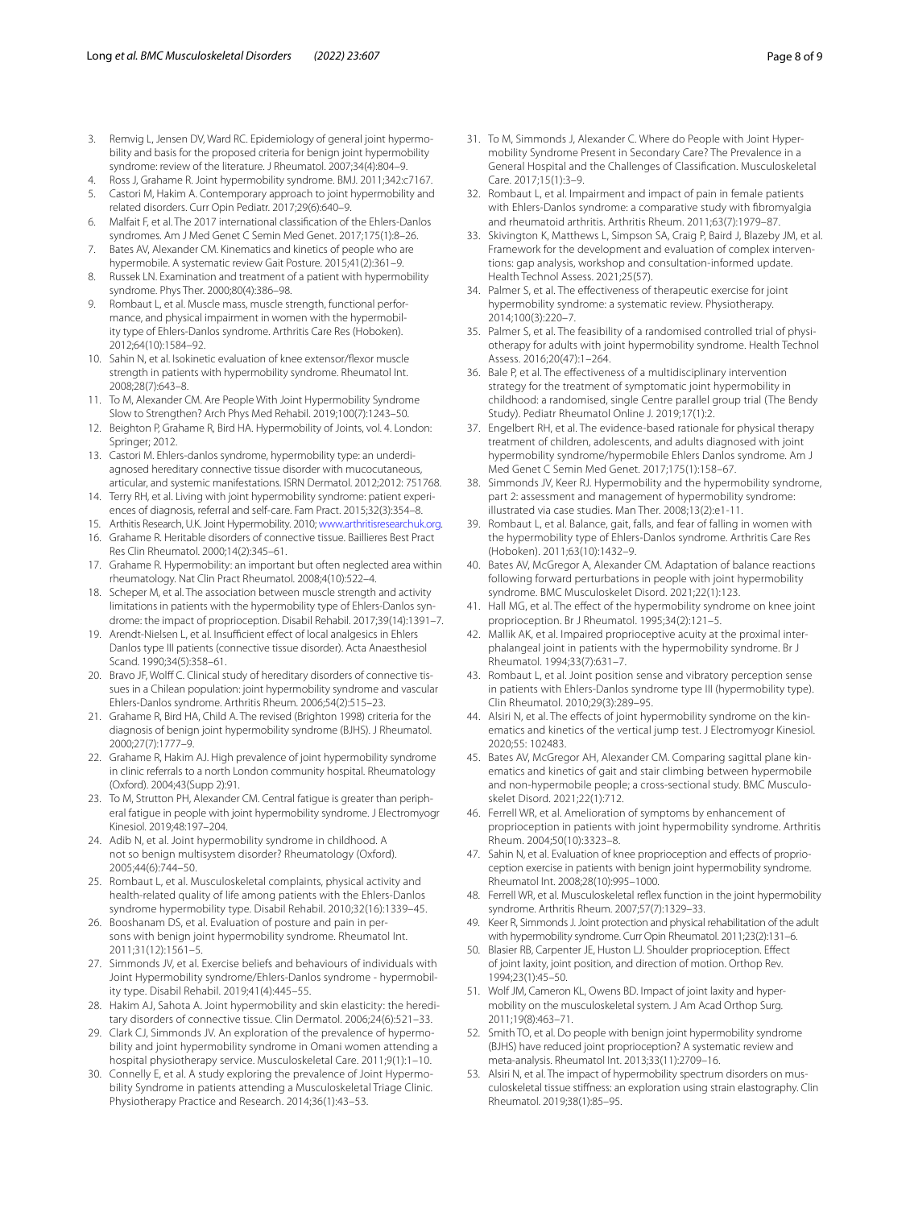3. Remvig L, Jensen DV, Ward RC. Epidemiology of general joint hypermobility and basis for the proposed criteria for benign joint hypermobility syndrome: review of the literature. J Rheumatol. 2007;34(4):804–9.
4. Ross J, Grahame R. Joint hypermobility syndrome. BMJ. 2011;342:c7167.
5. Castori M, Hakim A. Contemporary approach to joint hypermobility and related disorders. Curr Opin Pediatr. 2017;29(6):640–9.
6. Malfait F, et al. The 2017 international classification of the Ehlers-Danlos syndromes. Am J Med Genet C Semin Med Genet. 2017;175(1):8–26.
7. Bates AV, Alexander CM. Kinematics and kinetics of people who are hypermobile. A systematic review Gait Posture. 2015;41(2):361–9.
8. Russek LN. Examination and treatment of a patient with hypermobility syndrome. Phys Ther. 2000;80(4):386–98.
9. Rombaut L, et al. Muscle mass, muscle strength, functional performance, and physical impairment in women with the hypermobility type of Ehlers-Danlos syndrome. Arthritis Care Res (Hoboken). 2012;64(10):1584–92.
10. Sahin N, et al. Isokinetic evaluation of knee extensor/flexor muscle strength in patients with hypermobility syndrome. Rheumatol Int. 2008;28(7):643–8.
11. To M, Alexander CM. Are People With Joint Hypermobility Syndrome Slow to Strengthen? Arch Phys Med Rehabil. 2019;100(7):1243–50.
12. Beighton P, Grahame R, Bird HA. Hypermobility of Joints, vol. 4. London: Springer; 2012.
13. Castori M. Ehlers-danlos syndrome, hypermobility type: an underdiagnosed hereditary connective tissue disorder with mucocutaneous, articular, and systemic manifestations. ISRN Dermatol. 2012;2012: 751768.
14. Terry RH, et al. Living with joint hypermobility syndrome: patient experiences of diagnosis, referral and self-care. Fam Pract. 2015;32(3):354–8.
15. Arthritis Research, U.K. Joint Hypermobility. 2010; www.arthritisresearchuk.org.
16. Grahame R. Heritable disorders of connective tissue. Baillieres Best Pract Res Clin Rheumatol. 2000;14(2):345–61.
17. Grahame R. Hypermobility: an important but often neglected area within rheumatology. Nat Clin Pract Rheumatol. 2008;4(10):522–4.
18. Scheper M, et al. The association between muscle strength and activity limitations in patients with the hypermobility type of Ehlers-Danlos syndrome: the impact of proprioception. Disabil Rehabil. 2017;39(14):1391–7.
19. Arendt-Nielsen L, et al. Insufficient effect of local analgesics in Ehlers Danlos type III patients (connective tissue disorder). Acta Anaesthesiol Scand. 1990;34(5):358–61.
20. Bravo JF, Wolff C. Clinical study of hereditary disorders of connective tissues in a Chilean population: joint hypermobility syndrome and vascular Ehlers-Danlos syndrome. Arthritis Rheum. 2006;54(2):515–23.
21. Grahame R, Bird HA, Child A. The revised (Brighton 1998) criteria for the diagnosis of benign joint hypermobility syndrome (BJHS). J Rheumatol. 2000;27(7):1777–9.
22. Grahame R, Hakim AJ. High prevalence of joint hypermobility syndrome in clinic referrals to a north London community hospital. Rheumatology (Oxford). 2004;43(Supp 2):91.
23. To M, Strutton PH, Alexander CM. Central fatigue is greater than peripheral fatigue in people with joint hypermobility syndrome. J Electromyogr Kinesiol. 2019;48:197–204.
24. Adib N, et al. Joint hypermobility syndrome in childhood. A not so benign multisystem disorder? Rheumatology (Oxford). 2005;44(6):744–50.
25. Rombaut L, et al. Musculoskeletal complaints, physical activity and health-related quality of life among patients with the Ehlers-Danlos syndrome hypermobility type. Disabil Rehabil. 2010;32(16):1339–45.
26. Booshanam DS, et al. Evaluation of posture and pain in persons with benign joint hypermobility syndrome. Rheumatol Int. 2011;31(12):1561–5.
27. Simmonds JV, et al. Exercise beliefs and behaviours of individuals with Joint Hypermobility syndrome/Ehlers-Danlos syndrome - hypermobility type. Disabil Rehabil. 2019;41(4):445–55.
28. Hakim AJ, Sahota A. Joint hypermobility and skin elasticity: the hereditary disorders of connective tissue. Clin Dermatol. 2006;24(6):521–33.
29. Clark CJ, Simmonds JV. An exploration of the prevalence of hypermobility and joint hypermobility syndrome in Omani women attending a hospital physiotherapy service. Musculoskeletal Care. 2011;9(1):1–10.
30. Connelly E, et al. A study exploring the prevalence of Joint Hypermobility Syndrome in patients attending a Musculoskeletal Triage Clinic. Physiotherapy Practice and Research. 2014;36(1):43–53.
31. To M, Simmonds J, Alexander C. Where do People with Joint Hypermobility Syndrome Present in Secondary Care? The Prevalence in a General Hospital and the Challenges of Classification. Musculoskeletal Care. 2017;15(1):3–9.
32. Rombaut L, et al. Impairment and impact of pain in female patients with Ehlers-Danlos syndrome: a comparative study with fibromyalgia and rheumatoid arthritis. Arthritis Rheum. 2011;63(7):1979–87.
33. Skivington K, Matthews L, Simpson SA, Craig P, Baird J, Blazeby JM, et al. Framework for the development and evaluation of complex interventions: gap analysis, workshop and consultation-informed update. Health Technol Assess. 2021;25(57).
34. Palmer S, et al. The effectiveness of therapeutic exercise for joint hypermobility syndrome: a systematic review. Physiotherapy. 2014;100(3):220–7.
35. Palmer S, et al. The feasibility of a randomised controlled trial of physiotherapy for adults with joint hypermobility syndrome. Health Technol Assess. 2016;20(47):1–264.
36. Bale P, et al. The effectiveness of a multidisciplinary intervention strategy for the treatment of symptomatic joint hypermobility in childhood: a randomised, single Centre parallel group trial (The Bendy Study). Pediatr Rheumatol Online J. 2019;17(1):2.
37. Engelbert RH, et al. The evidence-based rationale for physical therapy treatment of children, adolescents, and adults diagnosed with joint hypermobility syndrome/hypermobile Ehlers Danlos syndrome. Am J Med Genet C Semin Med Genet. 2017;175(1):158–67.
38. Simmonds JV, Keer RJ. Hypermobility and the hypermobility syndrome, part 2: assessment and management of hypermobility syndrome: illustrated via case studies. Man Ther. 2008;13(2):e1-11.
39. Rombaut L, et al. Balance, gait, falls, and fear of falling in women with the hypermobility type of Ehlers-Danlos syndrome. Arthritis Care Res (Hoboken). 2011;63(10):1432–9.
40. Bates AV, McGregor A, Alexander CM. Adaptation of balance reactions following forward perturbations in people with joint hypermobility syndrome. BMC Musculoskelet Disord. 2021;22(1):123.
41. Hall MG, et al. The effect of the hypermobility syndrome on knee joint proprioception. Br J Rheumatol. 1995;34(2):121–5.
42. Mallik AK, et al. Impaired proprioceptive acuity at the proximal interphalangeal joint in patients with the hypermobility syndrome. Br J Rheumatol. 1994;33(7):631–7.
43. Rombaut L, et al. Joint position sense and vibratory perception sense in patients with Ehlers-Danlos syndrome type III (hypermobility type). Clin Rheumatol. 2010;29(3):289–95.
44. Alsiri N, et al. The effects of joint hypermobility syndrome on the kinematics and kinetics of the vertical jump test. J Electromyogr Kinesiol. 2020;55: 102483.
45. Bates AV, McGregor AH, Alexander CM. Comparing sagittal plane kinematics and kinetics of gait and stair climbing between hypermobile and non-hypermobile people; a cross-sectional study. BMC Musculoskelet Disord. 2021;22(1):712.
46. Ferrell WR, et al. Amelioration of symptoms by enhancement of proprioception in patients with joint hypermobility syndrome. Arthritis Rheum. 2004;50(10):3323–8.
47. Sahin N, et al. Evaluation of knee proprioception and effects of proprioception exercise in patients with benign joint hypermobility syndrome. Rheumatol Int. 2008;28(10):995–1000.
48. Ferrell WR, et al. Musculoskeletal reflex function in the joint hypermobility syndrome. Arthritis Rheum. 2007;57(7):1329–33.
49. Keer R, Simmonds J. Joint protection and physical rehabilitation of the adult with hypermobility syndrome. Curr Opin Rheumatol. 2011;23(2):131–6.
50. Blasier RB, Carpenter JE, Huston LJ. Shoulder proprioception. Effect of joint laxity, joint position, and direction of motion. Orthop Rev. 1994;23(1):45–50.
51. Wolf JM, Cameron KL, Owens BD. Impact of joint laxity and hypermobility on the musculoskeletal system. J Am Acad Orthop Surg. 2011;19(8):463–71.
52. Smith TO, et al. Do people with benign joint hypermobility syndrome (BJHS) have reduced joint proprioception? A systematic review and meta-analysis. Rheumatol Int. 2013;33(11):2709–16.
53. Alsiri N, et al. The impact of hypermobility spectrum disorders on musculoskeletal tissue stiffness: an exploration using strain elastography. Clin Rheumatol. 2019;38(1):85–95.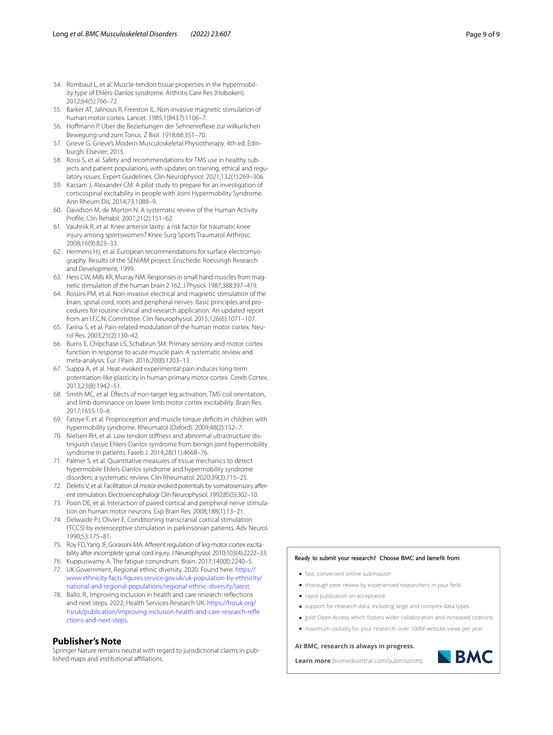54. Rombaut L, et al. Muscle-tendon tissue properties in the hypermobility type of Ehlers-Danlos syndrome. Arthritis Care Res (Hoboken). 2012;64(5):766–72.
55. Barker AT, Jalinous R, Freeston IL. Non-invasive magnetic stimulation of human motor cortex. Lancet. 1985;1(8437):1106–7.
56. Hoffmann P. Uber die Beziehungen der Sehnenreflexe zur wilkurlichen Bewegung und zum Tonus. Z Biol. 1918;68:351–70.
57. Grieve G. Grieve's Modern Musculoskeletal Physiotherapy. 4th ed. Edinburgh: Elsevier; 2015.
58. Rossi S, et al. Safety and recommendations for TMS use in healthy subjects and patient populations, with updates on training, ethical and regulatory issues: Expert Guidelines. Clin Neurophysiol. 2021;132(1):269–306.
59. Kassam J, Alexander CM. A pilot study to prepare for an investigation of corticospinal excitability in people with Joint Hypermobility Syndrome. Ann Rheum Dis. 2014;73:1088–9.
60. Davidson M, de Morton N. A systematic review of the Human Activity Profile. Clin Rehabil. 2007;21(2):151–62.
61. Vauhnik R, et al. Knee anterior laxity: a risk factor for traumatic knee injury among sportswomen? Knee Surg Sports Traumatol Arthrosc. 2008;16(9):823–33.
62. Hermens HJ, et al. European recommendations for surface electromyography. Results of the SENIAM project. Enschede: Roessingh Research and Development; 1999.
63. Hess CW, Mills KR, Murray NM. Responses in small hand muscles from magnetic stimulation of the human brain 2 162. J Physiol. 1987;388:397–419.
64. Rossini PM, et al. Non-invasive electrical and magnetic stimulation of the brain, spinal cord, roots and peripheral nerves: Basic principles and procedures for routine clinical and research application. An updated report from an I.F.C.N. Committee. Clin Neurophysiol. 2015;126(6):1071–107.
65. Farina S, et al. Pain-related modulation of the human motor cortex. Neurol Res. 2003;25(2):130–42.
66. Burns E, Chipchase LS, Schabrun SM. Primary sensory and motor cortex function in response to acute muscle pain: A systematic review and meta-analysis. Eur J Pain. 2016;20(8):1203–13.
67. Suppa A, et al. Heat-evoked experimental pain induces long-term potentiation-like plasticity in human primary motor cortex. Cereb Cortex. 2013;23(8):1942–51.
68. Smith MC, et al. Effects of non-target leg activation, TMS coil orientation, and limb dominance on lower limb motor cortex excitability. Brain Res. 2017;1655:10–6.
69. Fatoye F, et al. Proprioception and muscle torque deficits in children with hypermobility syndrome. Rheumatol (Oxford). 2009;48(2):152–7.
70. Nielsen RH, et al. Low tendon stiffness and abnormal ultrastructure distinguish classic Ehlers-Danlos syndrome from benign joint hypermobility syndrome in patients. Faseb J. 2014;28(11):4668–76.
71. Palmer S, et al. Quantitative measures of tissue mechanics to detect hypermobile Ehlers-Danlos syndrome and hypermobility syndrome disorders: a systematic review. Clin Rheumatol. 2020;39(3):715–25.
72. Deletis V, et al. Facilitation of motor evoked potentials by somatosensory afferent stimulation. Electroencephalogr Clin Neurophysiol. 1992;85(5):302–10.
73. Poon DE, et al. Interaction of paired cortical and peripheral nerve stimulation on human motor neurons. Exp Brain Res. 2008;188(1):13–21.
74. Delwaide PJ, Olivier E. Conditioning transcranial cortical stimulation (TCCS) by exteroceptive stimulation in parkinsonian patients. Adv Neurol. 1990;53:175–81.
75. Roy FD, Yang JF, Gorassini MA. Afferent regulation of leg motor cortex excitability after incomplete spinal cord injury. J Neurophysiol. 2010;103(4):2222–33.
76. Kuppuswamy A. The fatigue conundrum. Brain. 2017;140(8):2240–5.
77. UK Government, Regional ethnic diversity. 2020. Found here: https://www.ethnicity-facts-figures.service.gov.uk/uk-population-by-ethnicity/national-and-regional-populations/regional-ethnic-diversity/latest.
78. Ballo, R., Improving inclusion in health and care research: reflections and next steps. 2022, Health Services Research UK. https://hsruk.org/hsruk/publication/improving-inclusion-health-and-care-research-reflections-and-next-steps.

## Publisher's Note

Springer Nature remains neutral with regard to jurisdictional claims in published maps and institutional affiliations.

Ready to submit your research? Choose BMC and benefit from:

- fast, convenient online submission
- thorough peer review by experienced researchers in your field
- rapid publication on acceptance
- support for research data, including large and complex data types
- gold Open Access which fosters wider collaboration and increased citations
- maximum visibility for your research: over 100M website views per year

**At BMC, research is always in progress.**

**Learn more** biomedcentral.com/submissions

BMC